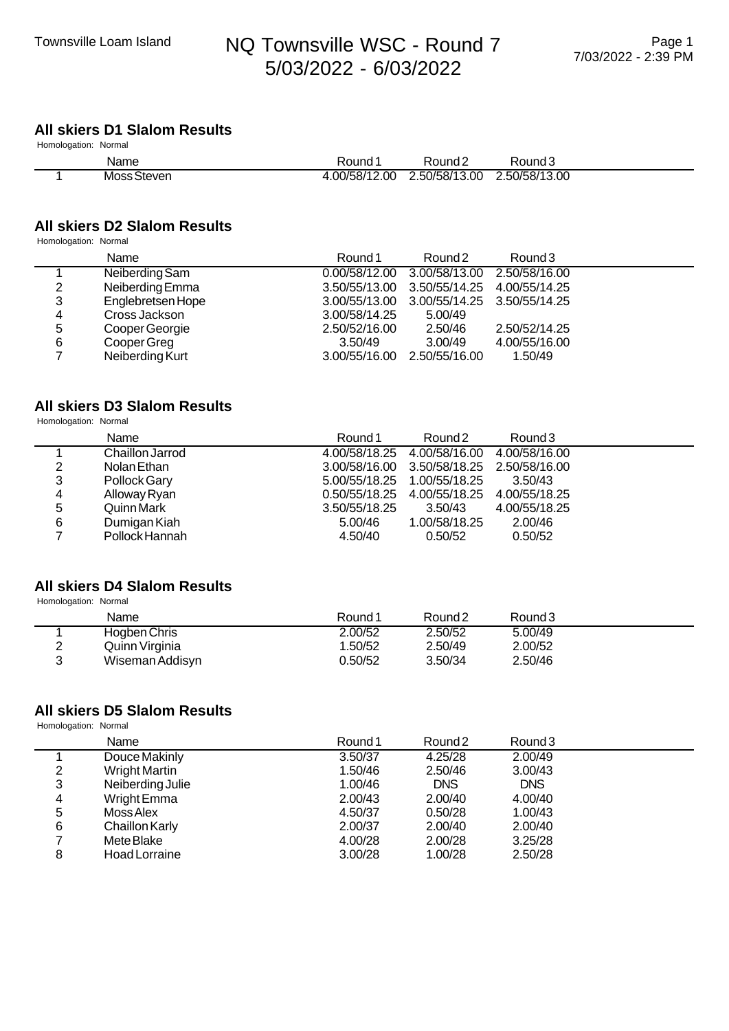# NQ Townsville WSC - Round 7

5/03/2022 - 6/03/2022

Townsville Loam Island

7/03/2022 - 2:39 PM

## All skiers D1 Slalom Results

Homologation: Normal

| | Name | Round 1 | Round 2 | Round 3 |
|---|---|---|---|---|
| 1 | Moss Steven | 4.00/58/12.00 | 2.50/58/13.00 | 2.50/58/13.00 |

## All skiers D2 Slalom Results

Homologation: Normal

| | Name | Round 1 | Round 2 | Round 3 |
|---|---|---|---|---|
| 1 | Neiberding Sam | 0.00/58/12.00 | 3.00/58/13.00 | 2.50/58/16.00 |
| 2 | Neiberding Emma | 3.50/55/13.00 | 3.50/55/14.25 | 4.00/55/14.25 |
| 3 | Englebretsen Hope | 3.00/55/13.00 | 3.00/55/14.25 | 3.50/55/14.25 |
| 4 | Cross Jackson | 3.00/58/14.25 | 5.00/49 | |
| 5 | Cooper Georgie | 2.50/52/16.00 | 2.50/46 | 2.50/52/14.25 |
| 6 | Cooper Greg | 3.50/49 | 3.00/49 | 4.00/55/16.00 |
| 7 | Neiberding Kurt | 3.00/55/16.00 | 2.50/55/16.00 | 1.50/49 |

## All skiers D3 Slalom Results

Homologation: Normal

| | Name | Round 1 | Round 2 | Round 3 |
|---|---|---|---|---|
| 1 | Chaillon Jarrod | 4.00/58/18.25 | 4.00/58/16.00 | 4.00/58/16.00 |
| 2 | Nolan Ethan | 3.00/58/16.00 | 3.50/58/18.25 | 2.50/58/16.00 |
| 3 | Pollock Gary | 5.00/55/18.25 | 1.00/55/18.25 | 3.50/43 |
| 4 | Alloway Ryan | 0.50/55/18.25 | 4.00/55/18.25 | 4.00/55/18.25 |
| 5 | Quinn Mark | 3.50/55/18.25 | 3.50/43 | 4.00/55/18.25 |
| 6 | Dumigan Kiah | 5.00/46 | 1.00/58/18.25 | 2.00/46 |
| 7 | Pollock Hannah | 4.50/40 | 0.50/52 | 0.50/52 |

## All skiers D4 Slalom Results

Homologation: Normal

| | Name | Round 1 | Round 2 | Round 3 |
|---|---|---|---|---|
| 1 | Hogben Chris | 2.00/52 | 2.50/52 | 5.00/49 |
| 2 | Quinn Virginia | 1.50/52 | 2.50/49 | 2.00/52 |
| 3 | Wiseman Addisyn | 0.50/52 | 3.50/34 | 2.50/46 |

## All skiers D5 Slalom Results

Homologation: Normal

| | Name | Round 1 | Round 2 | Round 3 |
|---|---|---|---|---|
| 1 | Douce Makinly | 3.50/37 | 4.25/28 | 2.00/49 |
| 2 | Wright Martin | 1.50/46 | 2.50/46 | 3.00/43 |
| 3 | Neiberding Julie | 1.00/46 | DNS | DNS |
| 4 | Wright Emma | 2.00/43 | 2.00/40 | 4.00/40 |
| 5 | Moss Alex | 4.50/37 | 0.50/28 | 1.00/43 |
| 6 | Chaillon Karly | 2.00/37 | 2.00/40 | 2.00/40 |
| 7 | Mete Blake | 4.00/28 | 2.00/28 | 3.25/28 |
| 8 | Hoad Lorraine | 3.00/28 | 1.00/28 | 2.50/28 |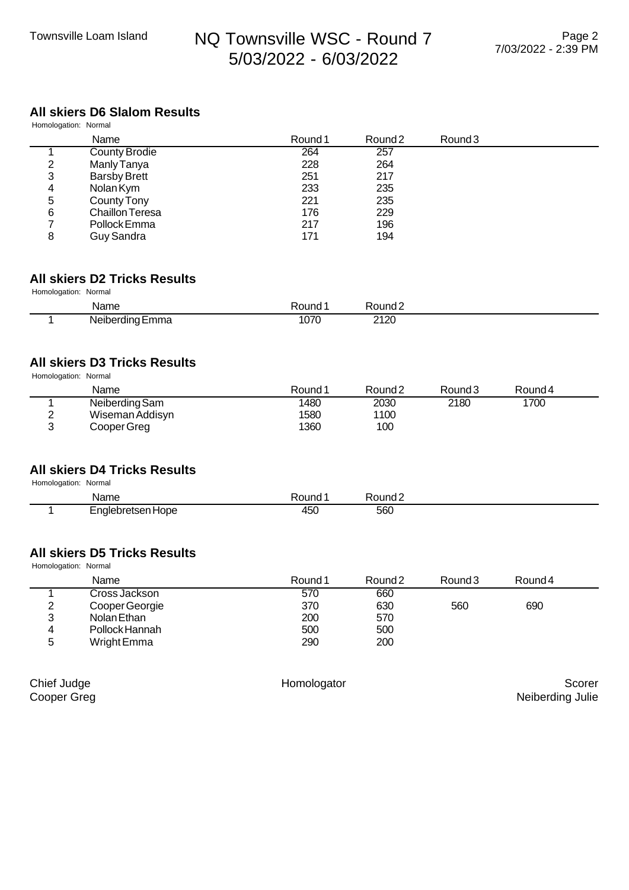## All skiers D6 Slalom Results

Homologation: Normal

| | Name | Round 1 | Round 2 | Round 3 |
|---|---|---|---|---|
| 1 | County Brodie | 264 | 257 | |
| 2 | Manly Tanya | 228 | 264 | |
| 3 | Barsby Brett | 251 | 217 | |
| 4 | Nolan Kym | 233 | 235 | |
| 5 | County Tony | 221 | 235 | |
| 6 | Chaillon Teresa | 176 | 229 | |
| 7 | Pollock Emma | 217 | 196 | |
| 8 | Guy Sandra | 171 | 194 | |

## All skiers D2 Tricks Results

Homologation: Normal

| | Name | Round 1 | Round 2 |
|---|---|---|---|
| 1 | Neiberding Emma | 1070 | 2120 |

## All skiers D3 Tricks Results

Homologation: Normal

| | Name | Round 1 | Round 2 | Round 3 | Round 4 |
|---|---|---|---|---|---|
| 1 | Neiberding Sam | 1480 | 2030 | 2180 | 1700 |
| 2 | Wiseman Addisyn | 1580 | 1100 | | |
| 3 | Cooper Greg | 1360 | 100 | | |

## All skiers D4 Tricks Results

Homologation: Normal

| | Name | Round 1 | Round 2 |
|---|---|---|---|
| 1 | Englebretsen Hope | 450 | 560 |

## All skiers D5 Tricks Results

Homologation: Normal

| | Name | Round 1 | Round 2 | Round 3 | Round 4 |
|---|---|---|---|---|---|
| 1 | Cross Jackson | 570 | 660 | | |
| 2 | Cooper Georgie | 370 | 630 | 560 | 690 |
| 3 | Nolan Ethan | 200 | 570 | | |
| 4 | Pollock Hannah | 500 | 500 | | |
| 5 | Wright Emma | 290 | 200 | | |

Chief Judge
Cooper Greg

Homologator

Scorer
Neiberding Julie